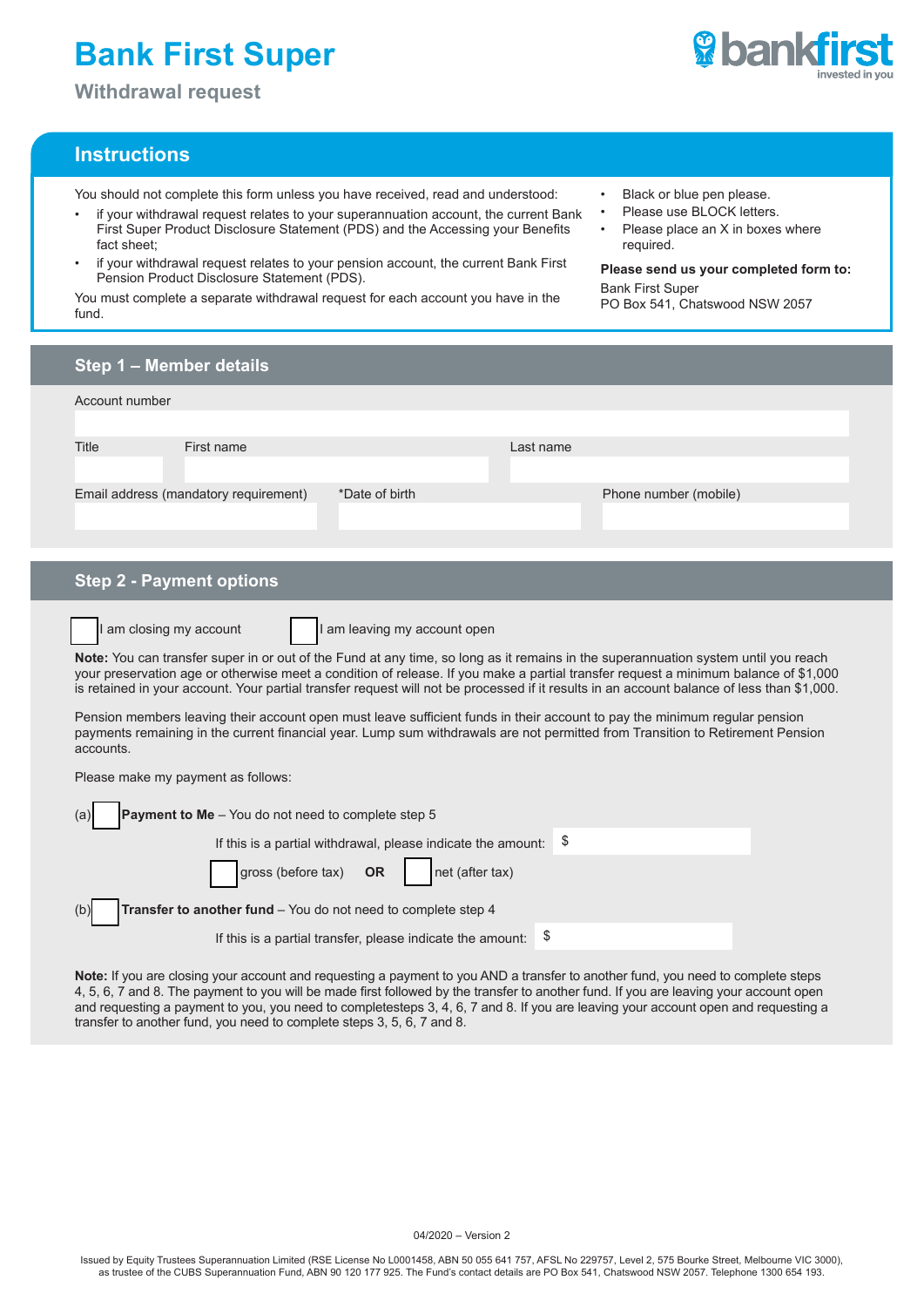# Bank First Super

## Withdrawal request

bankfirst
invested in you

## Instructions

You should not complete this form unless you have received, read and understood:

- if your withdrawal request relates to your superannuation account, the current Bank First Super Product Disclosure Statement (PDS) and the Accessing your Benefits fact sheet;
- if your withdrawal request relates to your pension account, the current Bank First Pension Product Disclosure Statement (PDS).

You must complete a separate withdrawal request for each account you have in the fund.

- Black or blue pen please.
- Please use BLOCK letters.
- Please place an X in boxes where required.

**Please send us your completed form to:**

Bank First Super
PO Box 541, Chatswood NSW 2057

## Step 1 – Member details

Account number

Title | First name | Last name

Email address (mandatory requirement) | *Date of birth | Phone number (mobile)

## Step 2 - Payment options

☐ I am closing my account ☐ I am leaving my account open

**Note:** You can transfer super in or out of the Fund at any time, so long as it remains in the superannuation system until you reach your preservation age or otherwise meet a condition of release. If you make a partial transfer request a minimum balance of $1,000 is retained in your account. Your partial transfer request will not be processed if it results in an account balance of less than $1,000.

Pension members leaving their account open must leave sufficient funds in their account to pay the minimum regular pension payments remaining in the current financial year. Lump sum withdrawals are not permitted from Transition to Retirement Pension accounts.

Please make my payment as follows:

(a) ☐ **Payment to Me** – You do not need to complete step 5

If this is a partial withdrawal, please indicate the amount: $

☐ gross (before tax) **OR** ☐ net (after tax)

(b) ☐ **Transfer to another fund** – You do not need to complete step 4

If this is a partial transfer, please indicate the amount: $

**Note:** If you are closing your account and requesting a payment to you AND a transfer to another fund, you need to complete steps 4, 5, 6, 7 and 8. The payment to you will be made first followed by the transfer to another fund. If you are leaving your account open and requesting a payment to you, you need to completesteps 3, 4, 6, 7 and 8. If you are leaving your account open and requesting a transfer to another fund, you need to complete steps 3, 5, 6, 7 and 8.

04/2020 – Version 2

Issued by Equity Trustees Superannuation Limited (RSE License No L0001458, ABN 50 055 641 757, AFSL No 229757, Level 2, 575 Bourke Street, Melbourne VIC 3000), as trustee of the CUBS Superannuation Fund, ABN 90 120 177 925. The Fund's contact details are PO Box 541, Chatswood NSW 2057. Telephone 1300 654 193.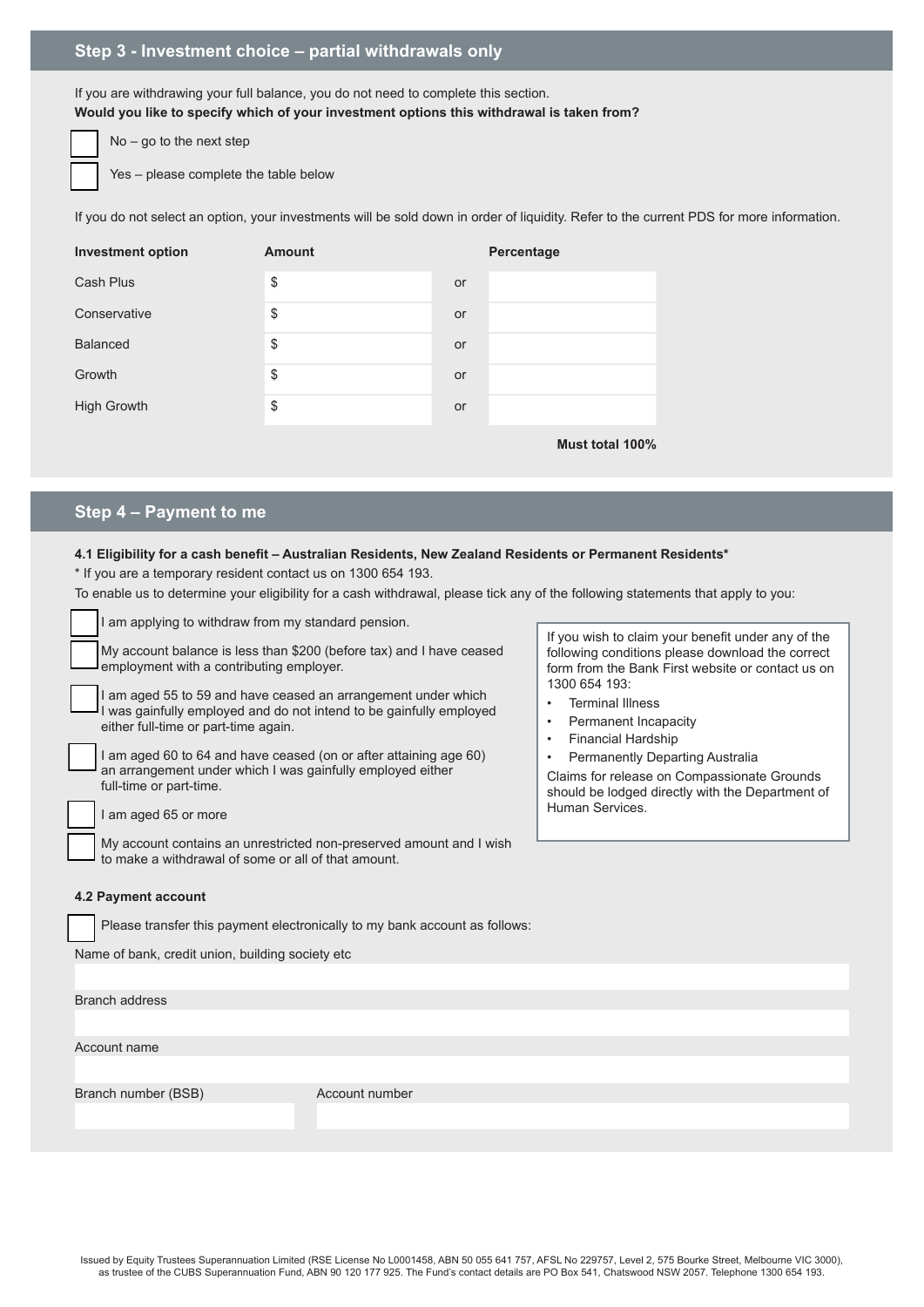## Step 3 - Investment choice – partial withdrawals only

If you are withdrawing your full balance, you do not need to complete this section.

**Would you like to specify which of your investment options this withdrawal is taken from?**

- ☐ No – go to the next step
- ☐ Yes – please complete the table below

If you do not select an option, your investments will be sold down in order of liquidity. Refer to the current PDS for more information.

| Investment option | Amount | | Percentage |
|---|---|---|---|
| Cash Plus | $ | or | |
| Conservative | $ | or | |
| Balanced | $ | or | |
| Growth | $ | or | |
| High Growth | $ | or | |
| | | | **Must total 100%** |

## Step 4 – Payment to me

**4.1 Eligibility for a cash benefit – Australian Residents, New Zealand Residents or Permanent Residents***

* If you are a temporary resident contact us on 1300 654 193.

To enable us to determine your eligibility for a cash withdrawal, please tick any of the following statements that apply to you:

- ☐ I am applying to withdraw from my standard pension.
- ☐ My account balance is less than $200 (before tax) and I have ceased employment with a contributing employer.
- ☐ I am aged 55 to 59 and have ceased an arrangement under which I was gainfully employed and do not intend to be gainfully employed either full-time or part-time again.
- ☐ I am aged 60 to 64 and have ceased (on or after attaining age 60) an arrangement under which I was gainfully employed either full-time or part-time.
- ☐ I am aged 65 or more
- ☐ My account contains an unrestricted non-preserved amount and I wish to make a withdrawal of some or all of that amount.

If you wish to claim your benefit under any of the following conditions please download the correct form from the Bank First website or contact us on 1300 654 193:

- Terminal Illness
- Permanent Incapacity
- Financial Hardship
- Permanently Departing Australia

Claims for release on Compassionate Grounds should be lodged directly with the Department of Human Services.

**4.2 Payment account**

☐ Please transfer this payment electronically to my bank account as follows:

Name of bank, credit union, building society etc

Branch address

Account name

Branch number (BSB)

Account number

Issued by Equity Trustees Superannuation Limited (RSE License No L0001458, ABN 50 055 641 757, AFSL No 229757, Level 2, 575 Bourke Street, Melbourne VIC 3000), as trustee of the CUBS Superannuation Fund, ABN 90 120 177 925. The Fund's contact details are PO Box 541, Chatswood NSW 2057. Telephone 1300 654 193.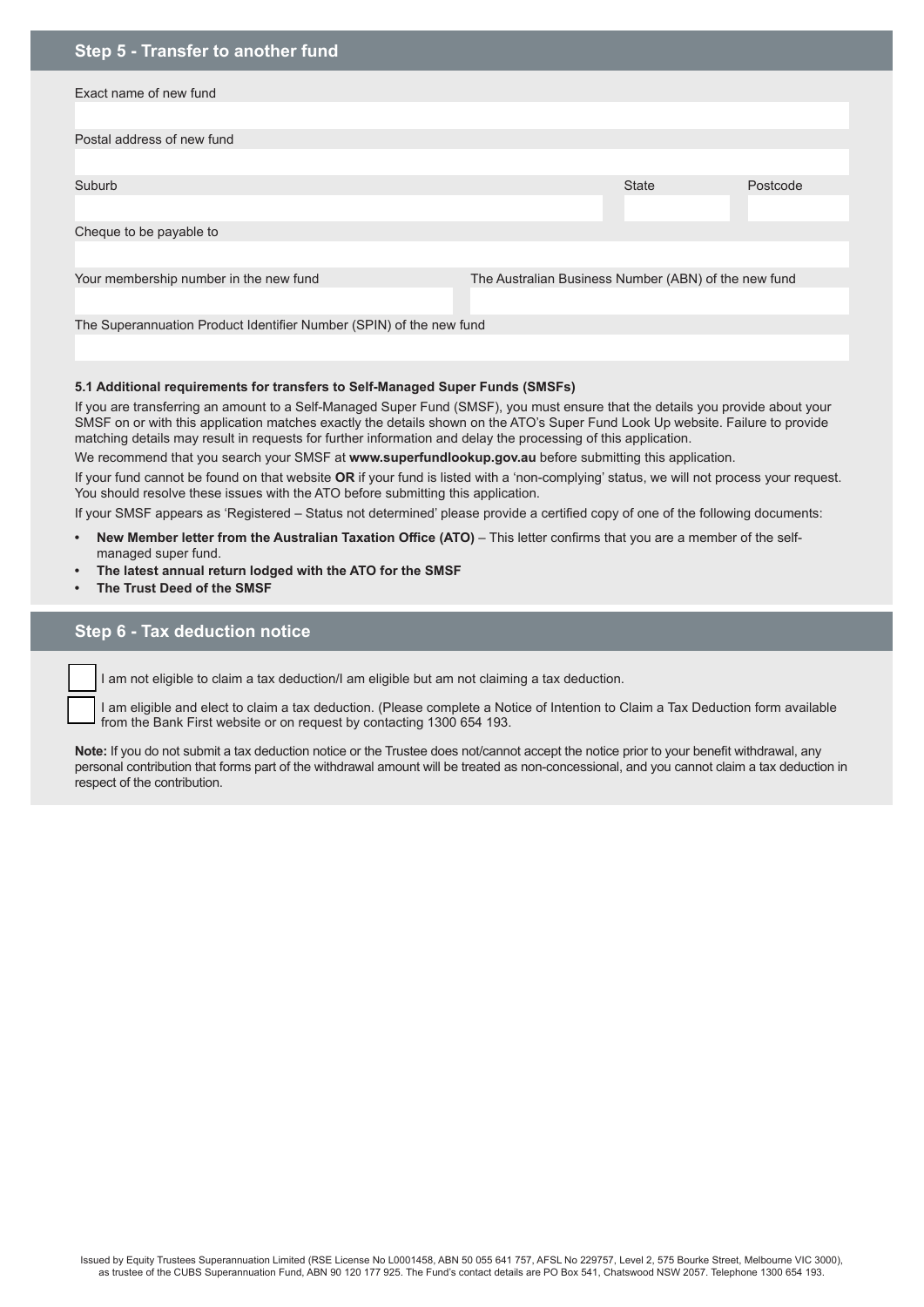## Step 5 - Transfer to another fund

Exact name of new fund

Postal address of new fund

| Suburb | State | Postcode |
|---|---|---|
| | | |

Cheque to be payable to

| Your membership number in the new fund | The Australian Business Number (ABN) of the new fund |
|---|---|
| | |

The Superannuation Product Identifier Number (SPIN) of the new fund

### 5.1 Additional requirements for transfers to Self-Managed Super Funds (SMSFs)

If you are transferring an amount to a Self-Managed Super Fund (SMSF), you must ensure that the details you provide about your SMSF on or with this application matches exactly the details shown on the ATO's Super Fund Look Up website. Failure to provide matching details may result in requests for further information and delay the processing of this application.

We recommend that you search your SMSF at **www.superfundlookup.gov.au** before submitting this application.

If your fund cannot be found on that website **OR** if your fund is listed with a 'non-complying' status, we will not process your request. You should resolve these issues with the ATO before submitting this application.

If your SMSF appears as 'Registered – Status not determined' please provide a certified copy of one of the following documents:

- **New Member letter from the Australian Taxation Office (ATO)** – This letter confirms that you are a member of the self-managed super fund.
- **The latest annual return lodged with the ATO for the SMSF**
- **The Trust Deed of the SMSF**

## Step 6 - Tax deduction notice

☐ I am not eligible to claim a tax deduction/I am eligible but am not claiming a tax deduction.

☐ I am eligible and elect to claim a tax deduction. (Please complete a Notice of Intention to Claim a Tax Deduction form available from the Bank First website or on request by contacting 1300 654 193.

**Note:** If you do not submit a tax deduction notice or the Trustee does not/cannot accept the notice prior to your benefit withdrawal, any personal contribution that forms part of the withdrawal amount will be treated as non-concessional, and you cannot claim a tax deduction in respect of the contribution.

Issued by Equity Trustees Superannuation Limited (RSE License No L0001458, ABN 50 055 641 757, AFSL No 229757, Level 2, 575 Bourke Street, Melbourne VIC 3000), as trustee of the CUBS Superannuation Fund, ABN 90 120 177 925. The Fund's contact details are PO Box 541, Chatswood NSW 2057. Telephone 1300 654 193.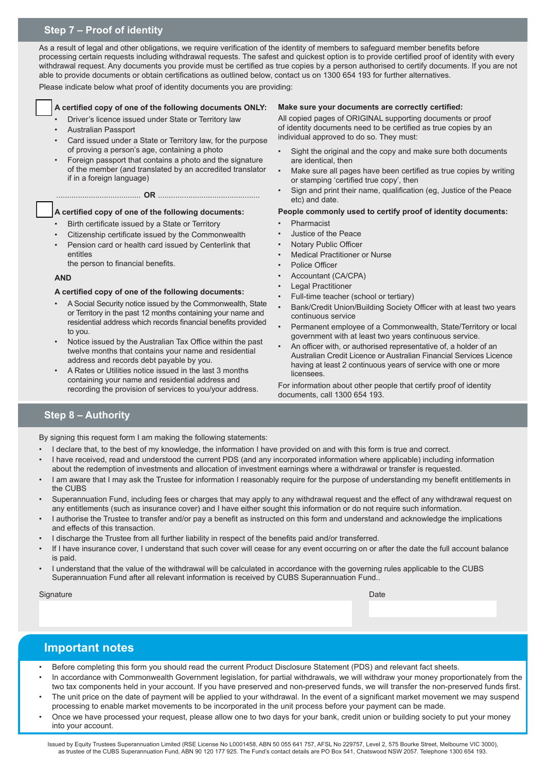## Step 7 – Proof of identity

As a result of legal and other obligations, we require verification of the identity of members to safeguard member benefits before processing certain requests including withdrawal requests. The safest and quickest option is to provide certified proof of identity with every withdrawal request. Any documents you provide must be certified as true copies by a person authorised to certify documents. If you are not able to provide documents or obtain certifications as outlined below, contact us on 1300 654 193 for further alternatives.

Please indicate below what proof of identity documents you are providing:

☐ **A certified copy of one of the following documents ONLY:**

- Driver's licence issued under State or Territory law
- Australian Passport
- Card issued under a State or Territory law, for the purpose of proving a person's age, containing a photo
- Foreign passport that contains a photo and the signature of the member (and translated by an accredited translator if in a foreign language)

....................................... **OR** ..............................................

☐ **A certified copy of one of the following documents:**

- Birth certificate issued by a State or Territory
- Citizenship certificate issued by the Commonwealth
- Pension card or health card issued by Centerlink that entitles the person to financial benefits.

**AND**

**A certified copy of one of the following documents:**

- A Social Security notice issued by the Commonwealth, State or Territory in the past 12 months containing your name and residential address which records financial benefits provided to you.
- Notice issued by the Australian Tax Office within the past twelve months that contains your name and residential address and records debt payable by you.
- A Rates or Utilities notice issued in the last 3 months containing your name and residential address and recording the provision of services to you/your address.

**Make sure your documents are correctly certified:**

All copied pages of ORIGINAL supporting documents or proof of identity documents need to be certified as true copies by an individual approved to do so. They must:

- Sight the original and the copy and make sure both documents are identical, then
- Make sure all pages have been certified as true copies by writing or stamping 'certified true copy', then
- Sign and print their name, qualification (eg, Justice of the Peace etc) and date.

**People commonly used to certify proof of identity documents:**

- Pharmacist
- Justice of the Peace
- Notary Public Officer
- Medical Practitioner or Nurse
- Police Officer
- Accountant (CA/CPA)
- Legal Practitioner
- Full-time teacher (school or tertiary)
- Bank/Credit Union/Building Society Officer with at least two years continuous service
- Permanent employee of a Commonwealth, State/Territory or local government with at least two years continuous service.
- An officer with, or authorised representative of, a holder of an Australian Credit Licence or Australian Financial Services Licence having at least 2 continuous years of service with one or more licensees.

For information about other people that certify proof of identity documents, call 1300 654 193.

## Step 8 – Authority

By signing this request form I am making the following statements:

- I declare that, to the best of my knowledge, the information I have provided on and with this form is true and correct.
- I have received, read and understood the current PDS (and any incorporated information where applicable) including information about the redemption of investments and allocation of investment earnings where a withdrawal or transfer is requested.
- I am aware that I may ask the Trustee for information I reasonably require for the purpose of understanding my benefit entitlements in the CUBS
- Superannuation Fund, including fees or charges that may apply to any withdrawal request and the effect of any withdrawal request on any entitlements (such as insurance cover) and I have either sought this information or do not require such information.
- I authorise the Trustee to transfer and/or pay a benefit as instructed on this form and understand and acknowledge the implications and effects of this transaction.
- I discharge the Trustee from all further liability in respect of the benefits paid and/or transferred.
- If I have insurance cover, I understand that such cover will cease for any event occurring on or after the date the full account balance is paid.
- I understand that the value of the withdrawal will be calculated in accordance with the governing rules applicable to the CUBS Superannuation Fund after all relevant information is received by CUBS Superannuation Fund..

Signature

Date

## Important notes

- Before completing this form you should read the current Product Disclosure Statement (PDS) and relevant fact sheets.
- In accordance with Commonwealth Government legislation, for partial withdrawals, we will withdraw your money proportionately from the two tax components held in your account. If you have preserved and non-preserved funds, we will transfer the non-preserved funds first.
- The unit price on the date of payment will be applied to your withdrawal. In the event of a significant market movement we may suspend processing to enable market movements to be incorporated in the unit process before your payment can be made.
- Once we have processed your request, please allow one to two days for your bank, credit union or building society to put your money into your account.

Issued by Equity Trustees Superannuation Limited (RSE License No L0001458, ABN 50 055 641 757, AFSL No 229757, Level 2, 575 Bourke Street, Melbourne VIC 3000), as trustee of the CUBS Superannuation Fund, ABN 90 120 177 925. The Fund's contact details are PO Box 541, Chatswood NSW 2057. Telephone 1300 654 193.